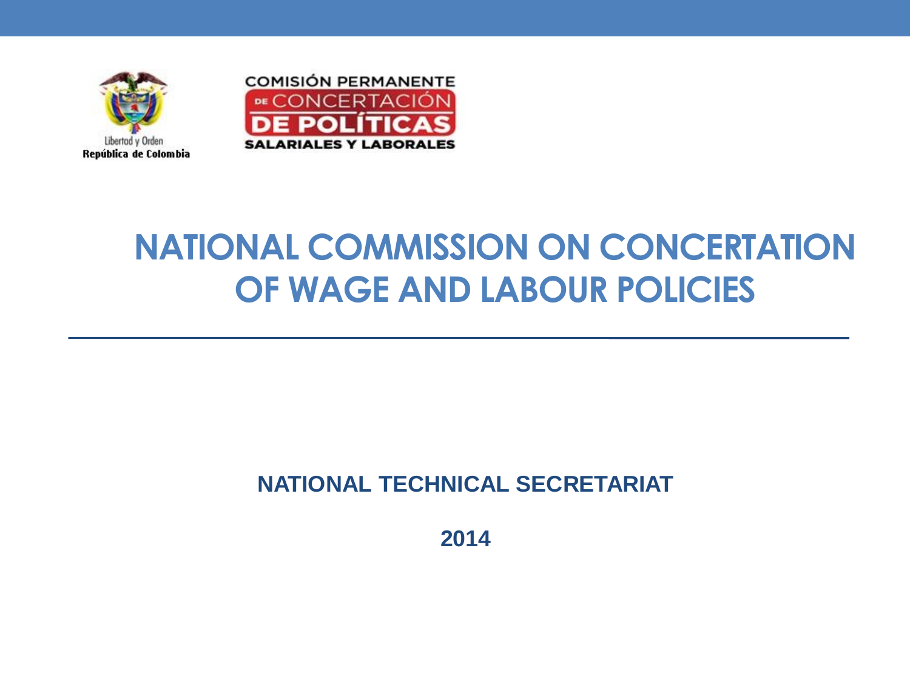Libertad y Orden
República de Colombia

COMISIÓN PERMANENTE DE CONCERTACIÓN DE POLÍTICAS SALARIALES Y LABORALES

# NATIONAL COMMISSION ON CONCERTATION OF WAGE AND LABOUR POLICIES

**NATIONAL TECHNICAL SECRETARIAT**

**2014**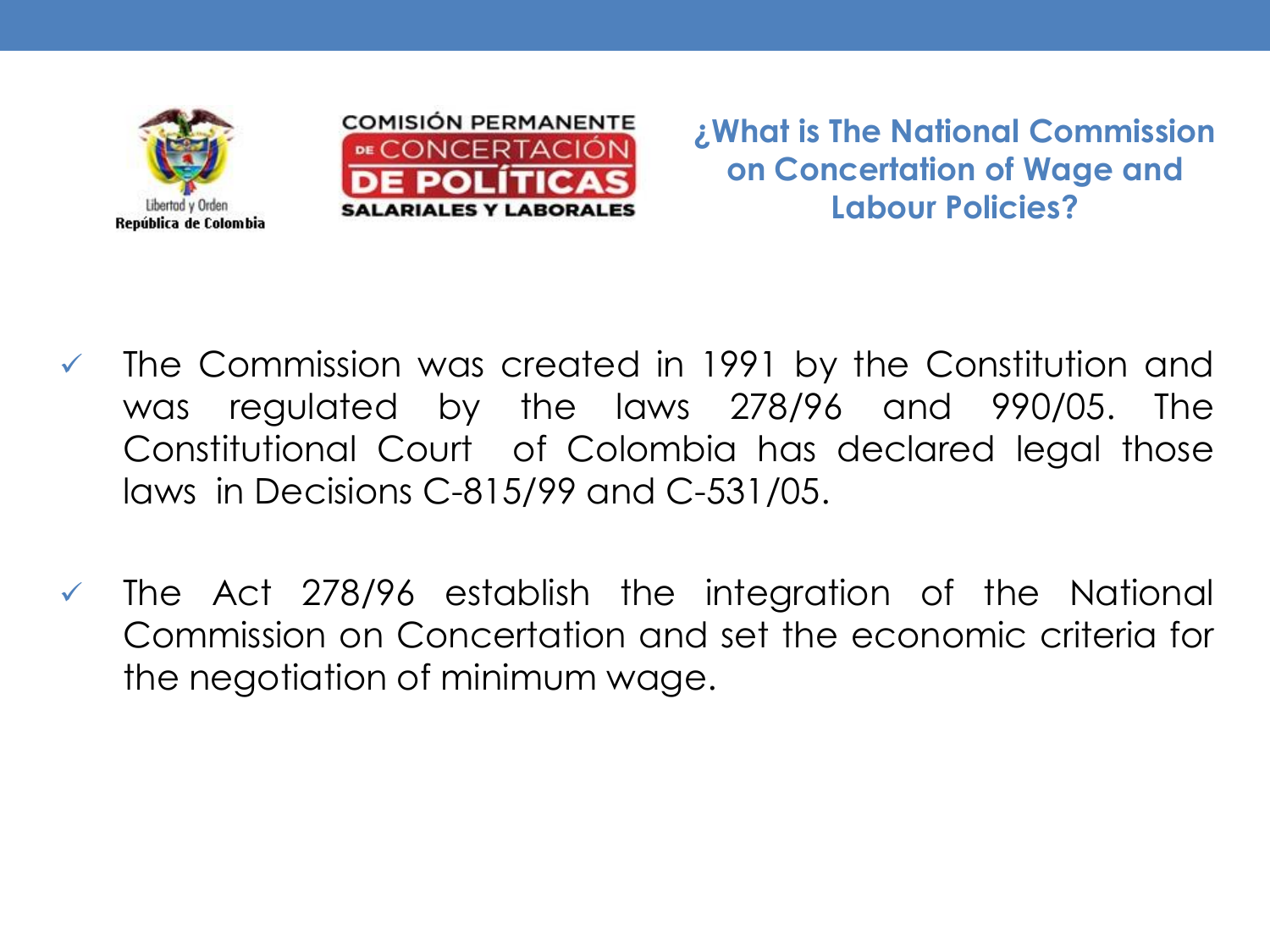Libertad y Orden
República de Colombia

COMISIÓN PERMANENTE DE CONCERTACIÓN DE POLÍTICAS SALARIALES Y LABORALES

## ¿What is The National Commission on Concertation of Wage and Labour Policies?

- ✓ The Commission was created in 1991 by the Constitution and was regulated by the laws 278/96 and 990/05. The Constitutional Court of Colombia has declared legal those laws in Decisions C-815/99 and C-531/05.

- ✓ The Act 278/96 establish the integration of the National Commission on Concertation and set the economic criteria for the negotiation of minimum wage.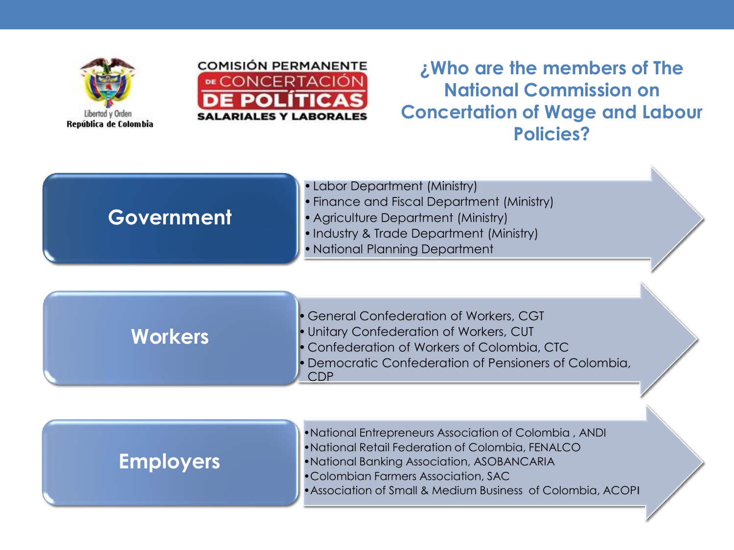Libertad y Orden
República de Colombia

COMISIÓN PERMANENTE DE CONCERTACIÓN DE POLÍTICAS SALARIALES Y LABORALES

# ¿Who are the members of The National Commission on Concertation of Wage and Labour Policies?

## Government

- Labor Department (Ministry)
- Finance and Fiscal Department (Ministry)
- Agriculture Department (Ministry)
- Industry & Trade Department (Ministry)
- National Planning Department

## Workers

- General Confederation of Workers, CGT
- Unitary Confederation of Workers, CUT
- Confederation of Workers of Colombia, CTC
- Democratic Confederation of Pensioners of Colombia, CDP

## Employers

- National Entrepreneurs Association of Colombia , ANDI
- National Retail Federation of Colombia, FENALCO
- National Banking Association, ASOBANCARIA
- Colombian Farmers Association, SAC
- Association of Small & Medium Business of Colombia, ACOPI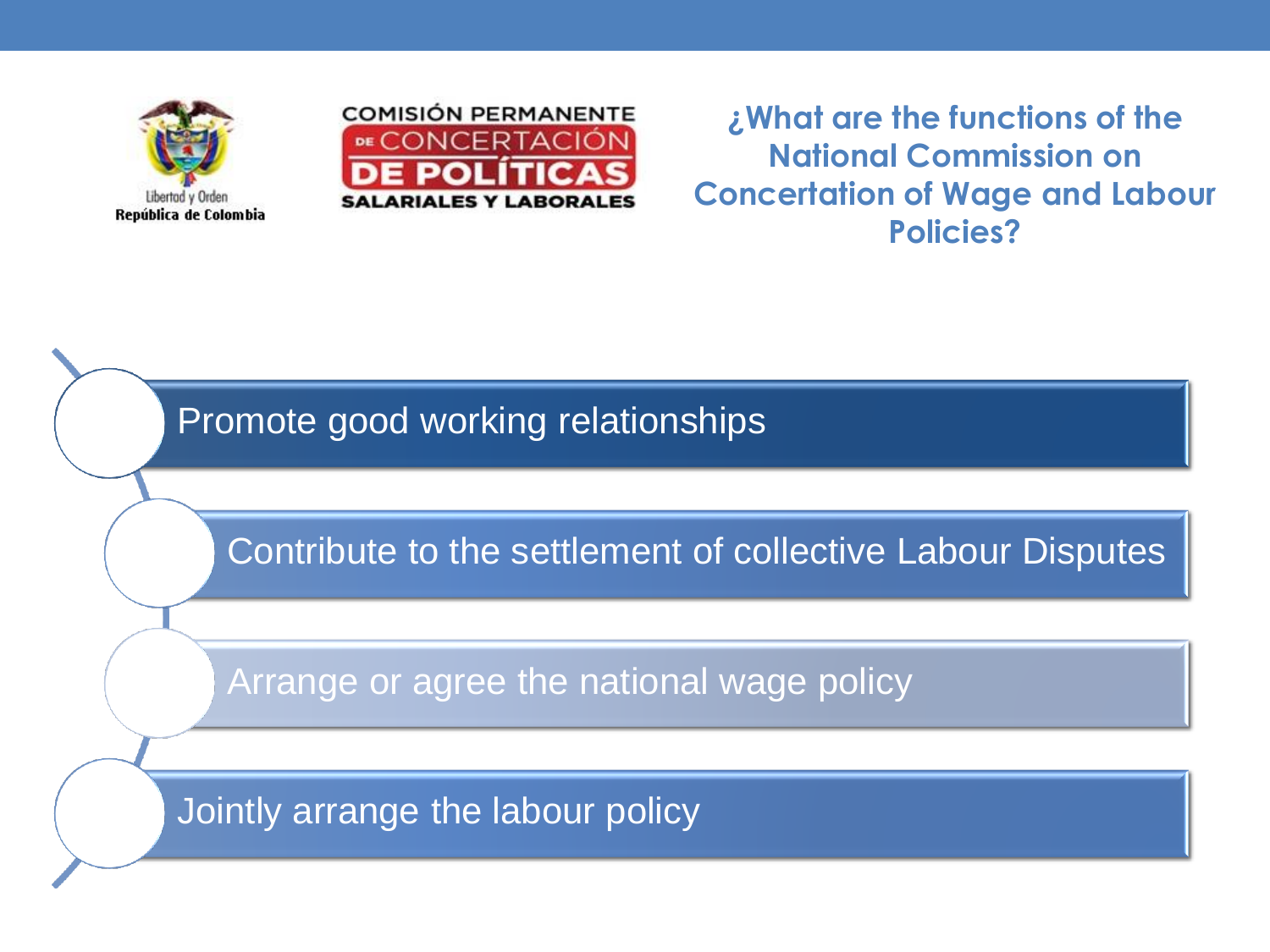Libertad y Orden
República de Colombia

COMISIÓN PERMANENTE DE CONCERTACIÓN DE POLÍTICAS SALARIALES Y LABORALES

## ¿What are the functions of the National Commission on Concertation of Wage and Labour Policies?

- Promote good working relationships
- Contribute to the settlement of collective Labour Disputes
- Arrange or agree the national wage policy
- Jointly arrange the labour policy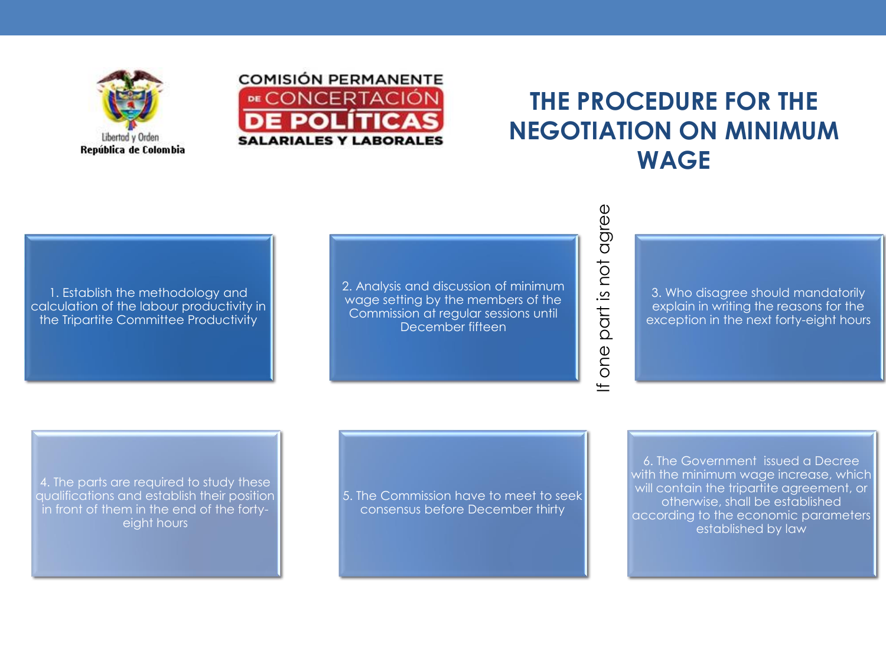Libertad y Orden
República de Colombia

COMISIÓN PERMANENTE DE CONCERTACIÓN DE POLÍTICAS SALARIALES Y LABORALES

# THE PROCEDURE FOR THE NEGOTIATION ON MINIMUM WAGE

1. Establish the methodology and calculation of the labour productivity in the Tripartite Committee Productivity

2. Analysis and discussion of minimum wage setting by the members of the Commission at regular sessions until December fifteen

If one part is not agree

3. Who disagree should mandatorily explain in writing the reasons for the exception in the next forty-eight hours

4. The parts are required to study these qualifications and establish their position in front of them in the end of the forty-eight hours

5. The Commission have to meet to seek consensus before December thirty

6. The Government issued a Decree with the minimum wage increase, which will contain the tripartite agreement, or otherwise, shall be established according to the economic parameters established by law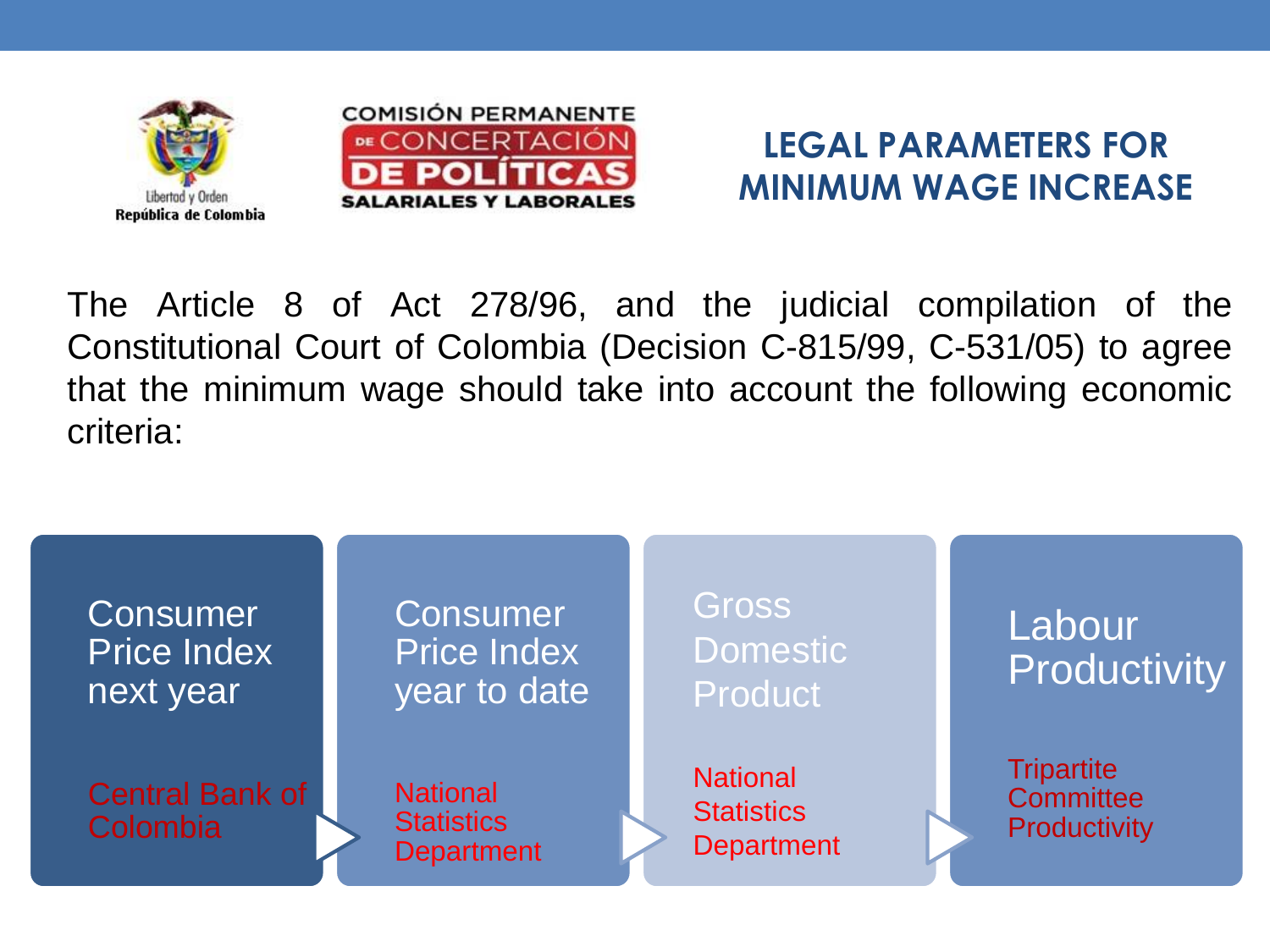República de Colombia

Libertad y Orden

COMISIÓN PERMANENTE DE CONCERTACIÓN DE POLÍTICAS SALARIALES Y LABORALES

## LEGAL PARAMETERS FOR MINIMUM WAGE INCREASE

The Article 8 of Act 278/96, and the judicial compilation of the Constitutional Court of Colombia (Decision C-815/99, C-531/05) to agree that the minimum wage should take into account the following economic criteria:

- **Consumer Price Index next year** — Central Bank of Colombia
- **Consumer Price Index year to date** — National Statistics Department
- **Gross Domestic Product** — National Statistics Department
- **Labour Productivity** — Tripartite Committee Productivity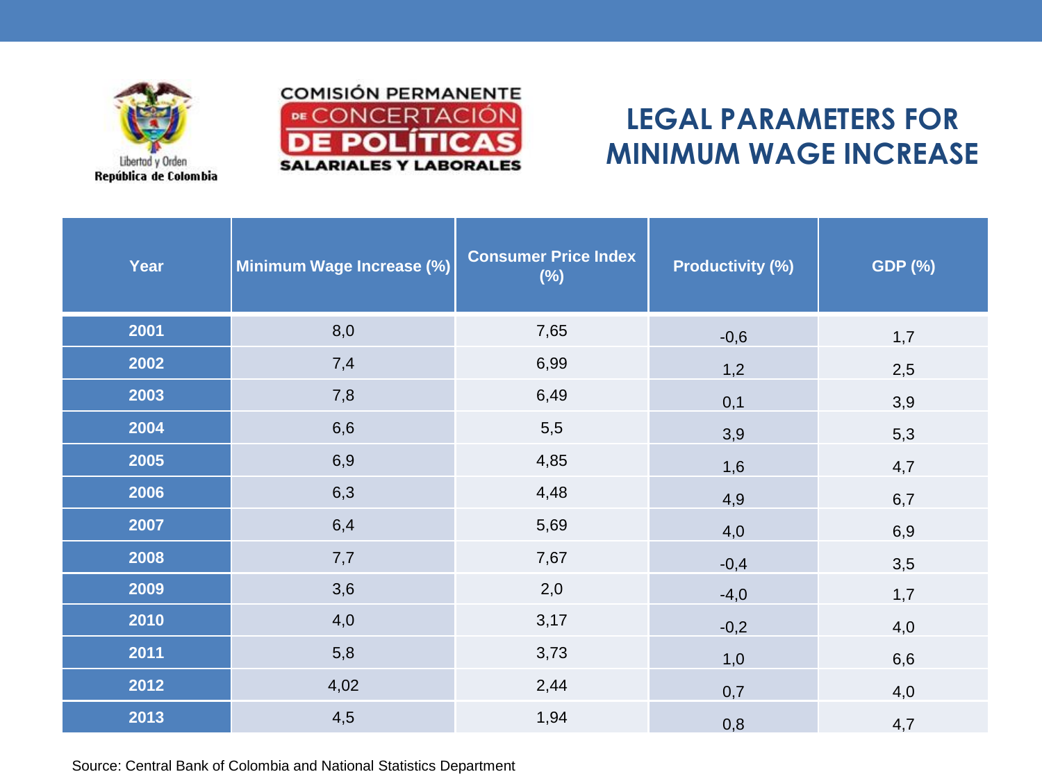Libertad y Orden
República de Colombia

COMISIÓN PERMANENTE DE CONCERTACIÓN DE POLÍTICAS SALARIALES Y LABORALES

# LEGAL PARAMETERS FOR MINIMUM WAGE INCREASE

| Year | Minimum Wage Increase (%) | Consumer Price Index (%) | Productivity (%) | GDP (%) |
|---|---|---|---|---|
| 2001 | 8,0 | 7,65 | -0,6 | 1,7 |
| 2002 | 7,4 | 6,99 | 1,2 | 2,5 |
| 2003 | 7,8 | 6,49 | 0,1 | 3,9 |
| 2004 | 6,6 | 5,5 | 3,9 | 5,3 |
| 2005 | 6,9 | 4,85 | 1,6 | 4,7 |
| 2006 | 6,3 | 4,48 | 4,9 | 6,7 |
| 2007 | 6,4 | 5,69 | 4,0 | 6,9 |
| 2008 | 7,7 | 7,67 | -0,4 | 3,5 |
| 2009 | 3,6 | 2,0 | -4,0 | 1,7 |
| 2010 | 4,0 | 3,17 | -0,2 | 4,0 |
| 2011 | 5,8 | 3,73 | 1,0 | 6,6 |
| 2012 | 4,02 | 2,44 | 0,7 | 4,0 |
| 2013 | 4,5 | 1,94 | 0,8 | 4,7 |

Source: Central Bank of Colombia and National Statistics Department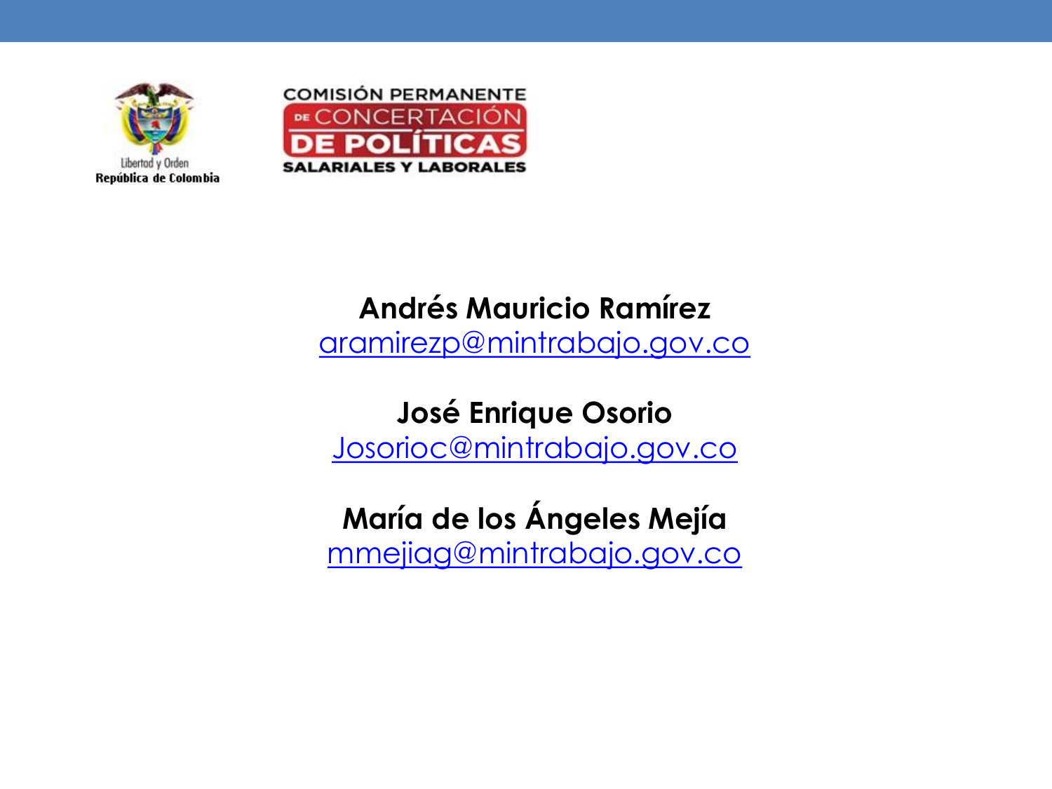Libertad y Orden
República de Colombia

COMISIÓN PERMANENTE DE CONCERTACIÓN DE POLÍTICAS SALARIALES Y LABORALES

**Andrés Mauricio Ramírez**
aramirezp@mintrabajo.gov.co

**José Enrique Osorio**
Josorioc@mintrabajo.gov.co

**María de los Ángeles Mejía**
mmejiag@mintrabajo.gov.co